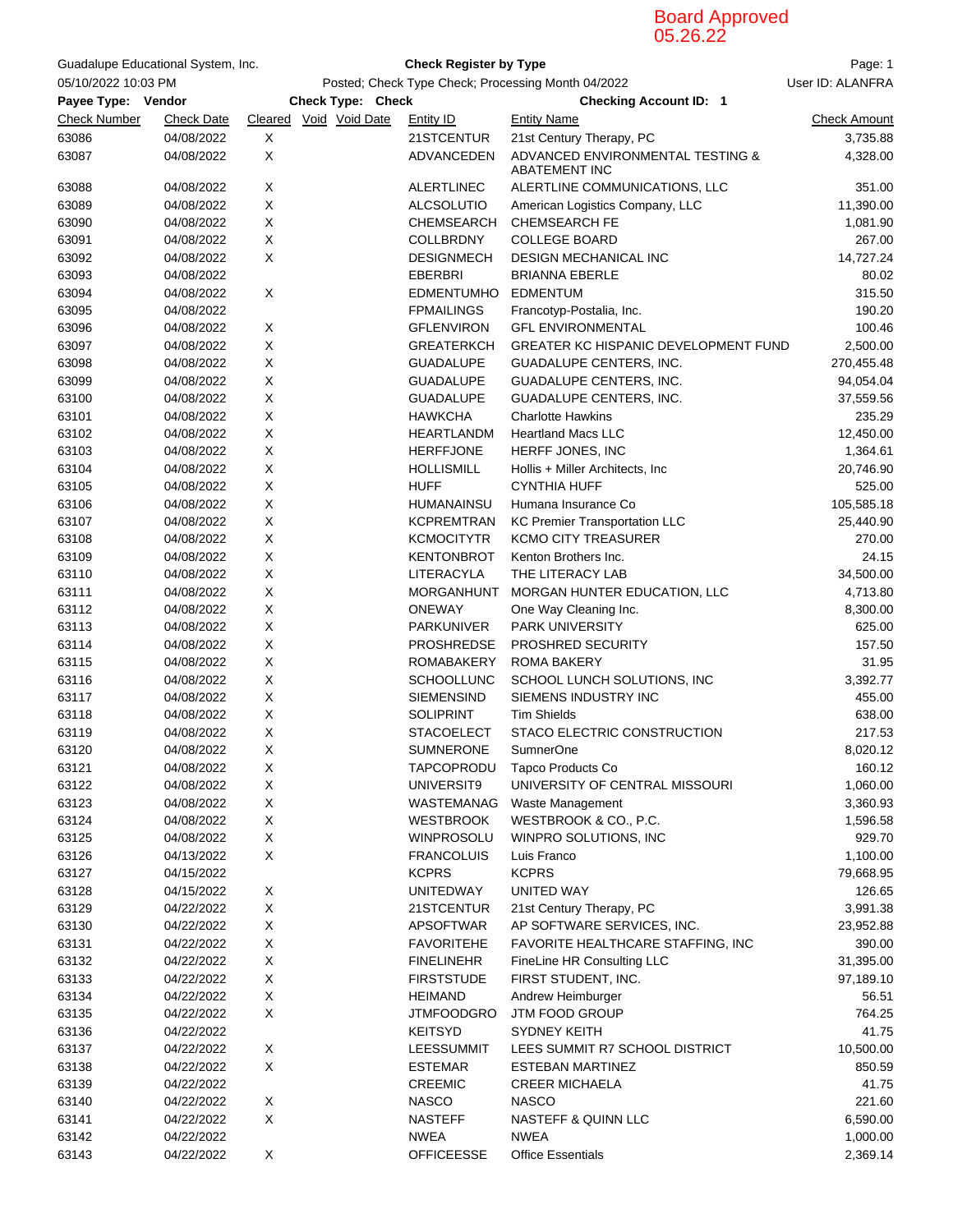Board Approved
05.26.22

Guadalupe Educational System, Inc.

**Check Register by Type**

05/10/2022 10:03 PM

Posted; Check Type Check; Processing Month 04/2022

User ID: ALANFRA

**Payee Type: Vendor** **Check Type: Check** **Checking Account ID: 1**

| Check Number | Check Date | Cleared | Void | Void Date | Entity ID | Entity Name | Check Amount |
|---|---|---|---|---|---|---|---|
| 63086 | 04/08/2022 | X | | | 21STCENTUR | 21st Century Therapy, PC | 3,735.88 |
| 63087 | 04/08/2022 | X | | | ADVANCEDEN | ADVANCED ENVIRONMENTAL TESTING & ABATEMENT INC | 4,328.00 |
| 63088 | 04/08/2022 | X | | | ALERTLINEC | ALERTLINE COMMUNICATIONS, LLC | 351.00 |
| 63089 | 04/08/2022 | X | | | ALCSOLUTIO | American Logistics Company, LLC | 11,390.00 |
| 63090 | 04/08/2022 | X | | | CHEMSEARCH | CHEMSEARCH FE | 1,081.90 |
| 63091 | 04/08/2022 | X | | | COLLBRDNY | COLLEGE BOARD | 267.00 |
| 63092 | 04/08/2022 | X | | | DESIGNMECH | DESIGN MECHANICAL INC | 14,727.24 |
| 63093 | 04/08/2022 | | | | EBERBRI | BRIANNA EBERLE | 80.02 |
| 63094 | 04/08/2022 | X | | | EDMENTUMHO | EDMENTUM | 315.50 |
| 63095 | 04/08/2022 | | | | FPMAILINGS | Francotyp-Postalia, Inc. | 190.20 |
| 63096 | 04/08/2022 | X | | | GFLENVIRON | GFL ENVIRONMENTAL | 100.46 |
| 63097 | 04/08/2022 | X | | | GREATERKCH | GREATER KC HISPANIC DEVELOPMENT FUND | 2,500.00 |
| 63098 | 04/08/2022 | X | | | GUADALUPE | GUADALUPE CENTERS, INC. | 270,455.48 |
| 63099 | 04/08/2022 | X | | | GUADALUPE | GUADALUPE CENTERS, INC. | 94,054.04 |
| 63100 | 04/08/2022 | X | | | GUADALUPE | GUADALUPE CENTERS, INC. | 37,559.56 |
| 63101 | 04/08/2022 | X | | | HAWKCHA | Charlotte Hawkins | 235.29 |
| 63102 | 04/08/2022 | X | | | HEARTLANDM | Heartland Macs LLC | 12,450.00 |
| 63103 | 04/08/2022 | X | | | HERFFJONE | HERFF JONES, INC | 1,364.61 |
| 63104 | 04/08/2022 | X | | | HOLLISMILL | Hollis + Miller Architects, Inc | 20,746.90 |
| 63105 | 04/08/2022 | X | | | HUFF | CYNTHIA HUFF | 525.00 |
| 63106 | 04/08/2022 | X | | | HUMANAINSU | Humana Insurance Co | 105,585.18 |
| 63107 | 04/08/2022 | X | | | KCPREMTRAN | KC Premier Transportation LLC | 25,440.90 |
| 63108 | 04/08/2022 | X | | | KCMOCITYTR | KCMO CITY TREASURER | 270.00 |
| 63109 | 04/08/2022 | X | | | KENTONBROT | Kenton Brothers Inc. | 24.15 |
| 63110 | 04/08/2022 | X | | | LITERACYLA | THE LITERACY LAB | 34,500.00 |
| 63111 | 04/08/2022 | X | | | MORGANHUNT | MORGAN HUNTER EDUCATION, LLC | 4,713.80 |
| 63112 | 04/08/2022 | X | | | ONEWAY | One Way Cleaning Inc. | 8,300.00 |
| 63113 | 04/08/2022 | X | | | PARKUNIVER | PARK UNIVERSITY | 625.00 |
| 63114 | 04/08/2022 | X | | | PROSHREDSE | PROSHRED SECURITY | 157.50 |
| 63115 | 04/08/2022 | X | | | ROMABAKERY | ROMA BAKERY | 31.95 |
| 63116 | 04/08/2022 | X | | | SCHOOLLUNC | SCHOOL LUNCH SOLUTIONS, INC | 3,392.77 |
| 63117 | 04/08/2022 | X | | | SIEMENSIND | SIEMENS INDUSTRY INC | 455.00 |
| 63118 | 04/08/2022 | X | | | SOLIPRINT | Tim Shields | 638.00 |
| 63119 | 04/08/2022 | X | | | STACOELECT | STACO ELECTRIC CONSTRUCTION | 217.53 |
| 63120 | 04/08/2022 | X | | | SUMNERONE | SumnerOne | 8,020.12 |
| 63121 | 04/08/2022 | X | | | TAPCOPRODU | Tapco Products Co | 160.12 |
| 63122 | 04/08/2022 | X | | | UNIVERSIT9 | UNIVERSITY OF CENTRAL MISSOURI | 1,060.00 |
| 63123 | 04/08/2022 | X | | | WASTEMANAG | Waste Management | 3,360.93 |
| 63124 | 04/08/2022 | X | | | WESTBROOK | WESTBROOK & CO., P.C. | 1,596.58 |
| 63125 | 04/08/2022 | X | | | WINPROSOLU | WINPRO SOLUTIONS, INC | 929.70 |
| 63126 | 04/13/2022 | X | | | FRANCOLUIS | Luis Franco | 1,100.00 |
| 63127 | 04/15/2022 | | | | KCPRS | KCPRS | 79,668.95 |
| 63128 | 04/15/2022 | X | | | UNITEDWAY | UNITED WAY | 126.65 |
| 63129 | 04/22/2022 | X | | | 21STCENTUR | 21st Century Therapy, PC | 3,991.38 |
| 63130 | 04/22/2022 | X | | | APSOFTWAR | AP SOFTWARE SERVICES, INC. | 23,952.88 |
| 63131 | 04/22/2022 | X | | | FAVORITEHE | FAVORITE HEALTHCARE STAFFING, INC | 390.00 |
| 63132 | 04/22/2022 | X | | | FINELINEHR | FineLine HR Consulting LLC | 31,395.00 |
| 63133 | 04/22/2022 | X | | | FIRSTSTUDE | FIRST STUDENT, INC. | 97,189.10 |
| 63134 | 04/22/2022 | X | | | HEIMAND | Andrew Heimburger | 56.51 |
| 63135 | 04/22/2022 | X | | | JTMFOODGRO | JTM FOOD GROUP | 764.25 |
| 63136 | 04/22/2022 | | | | KEITSYD | SYDNEY KEITH | 41.75 |
| 63137 | 04/22/2022 | X | | | LEESSUMMIT | LEES SUMMIT R7 SCHOOL DISTRICT | 10,500.00 |
| 63138 | 04/22/2022 | X | | | ESTEMAR | ESTEBAN MARTINEZ | 850.59 |
| 63139 | 04/22/2022 | | | | CREEMIC | CREER MICHAELA | 41.75 |
| 63140 | 04/22/2022 | X | | | NASCO | NASCO | 221.60 |
| 63141 | 04/22/2022 | X | | | NASTEFF | NASTEFF & QUINN LLC | 6,590.00 |
| 63142 | 04/22/2022 | | | | NWEA | NWEA | 1,000.00 |
| 63143 | 04/22/2022 | X | | | OFFICEESSE | Office Essentials | 2,369.14 |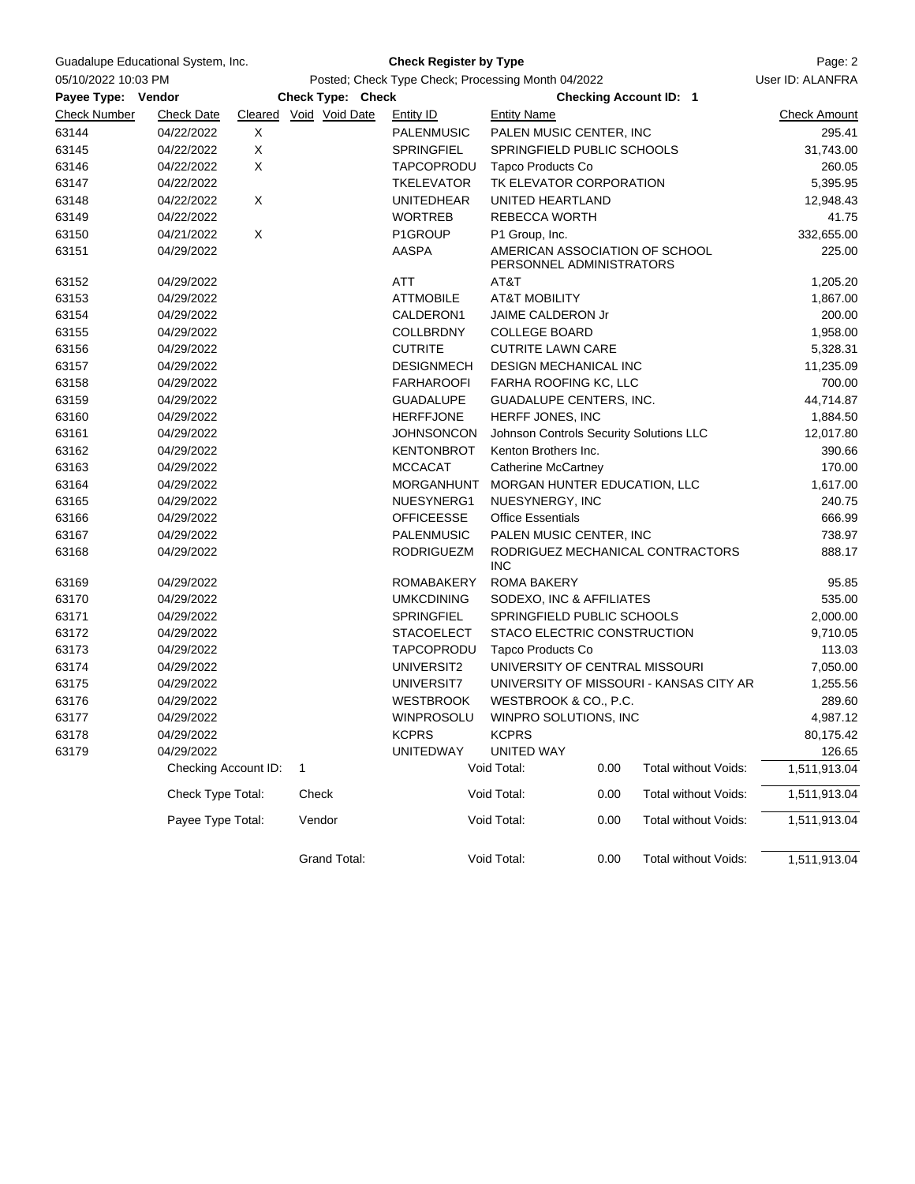Guadalupe Educational System, Inc.

**Check Register by Type**

05/10/2022 10:03 PM

Posted; Check Type Check; Processing Month 04/2022

User ID: ALANFRA

**Payee Type: Vendor** **Check Type: Check** **Checking Account ID: 1**

| Check Number | Check Date | Cleared | Void | Void Date | Entity ID | Entity Name | Check Amount |
|---|---|---|---|---|---|---|---|
| 63144 | 04/22/2022 | X | | | PALENMUSIC | PALEN MUSIC CENTER, INC | 295.41 |
| 63145 | 04/22/2022 | X | | | SPRINGFIEL | SPRINGFIELD PUBLIC SCHOOLS | 31,743.00 |
| 63146 | 04/22/2022 | X | | | TAPCOPRODU | Tapco Products Co | 260.05 |
| 63147 | 04/22/2022 | | | | TKELEVATOR | TK ELEVATOR CORPORATION | 5,395.95 |
| 63148 | 04/22/2022 | X | | | UNITEDHEAR | UNITED HEARTLAND | 12,948.43 |
| 63149 | 04/22/2022 | | | | WORTREB | REBECCA WORTH | 41.75 |
| 63150 | 04/21/2022 | X | | | P1GROUP | P1 Group, Inc. | 332,655.00 |
| 63151 | 04/29/2022 | | | | AASPA | AMERICAN ASSOCIATION OF SCHOOL PERSONNEL ADMINISTRATORS | 225.00 |
| 63152 | 04/29/2022 | | | | ATT | AT&T | 1,205.20 |
| 63153 | 04/29/2022 | | | | ATTMOBILE | AT&T MOBILITY | 1,867.00 |
| 63154 | 04/29/2022 | | | | CALDERON1 | JAIME CALDERON Jr | 200.00 |
| 63155 | 04/29/2022 | | | | COLLBRDNY | COLLEGE BOARD | 1,958.00 |
| 63156 | 04/29/2022 | | | | CUTRITE | CUTRITE LAWN CARE | 5,328.31 |
| 63157 | 04/29/2022 | | | | DESIGNMECH | DESIGN MECHANICAL INC | 11,235.09 |
| 63158 | 04/29/2022 | | | | FARHAROOFI | FARHA ROOFING KC, LLC | 700.00 |
| 63159 | 04/29/2022 | | | | GUADALUPE | GUADALUPE CENTERS, INC. | 44,714.87 |
| 63160 | 04/29/2022 | | | | HERFFJONE | HERFF JONES, INC | 1,884.50 |
| 63161 | 04/29/2022 | | | | JOHNSONCON | Johnson Controls Security Solutions LLC | 12,017.80 |
| 63162 | 04/29/2022 | | | | KENTONBROT | Kenton Brothers Inc. | 390.66 |
| 63163 | 04/29/2022 | | | | MCCACAT | Catherine McCartney | 170.00 |
| 63164 | 04/29/2022 | | | | MORGANHUNT | MORGAN HUNTER EDUCATION, LLC | 1,617.00 |
| 63165 | 04/29/2022 | | | | NUESYNERG1 | NUESYNERGY, INC | 240.75 |
| 63166 | 04/29/2022 | | | | OFFICEESSE | Office Essentials | 666.99 |
| 63167 | 04/29/2022 | | | | PALENMUSIC | PALEN MUSIC CENTER, INC | 738.97 |
| 63168 | 04/29/2022 | | | | RODRIGUEZM | RODRIGUEZ MECHANICAL CONTRACTORS INC | 888.17 |
| 63169 | 04/29/2022 | | | | ROMABAKERY | ROMA BAKERY | 95.85 |
| 63170 | 04/29/2022 | | | | UMKCDINING | SODEXO, INC & AFFILIATES | 535.00 |
| 63171 | 04/29/2022 | | | | SPRINGFIEL | SPRINGFIELD PUBLIC SCHOOLS | 2,000.00 |
| 63172 | 04/29/2022 | | | | STACOELECT | STACO ELECTRIC CONSTRUCTION | 9,710.05 |
| 63173 | 04/29/2022 | | | | TAPCOPRODU | Tapco Products Co | 113.03 |
| 63174 | 04/29/2022 | | | | UNIVERSIT2 | UNIVERSITY OF CENTRAL MISSOURI | 7,050.00 |
| 63175 | 04/29/2022 | | | | UNIVERSIT7 | UNIVERSITY OF MISSOURI - KANSAS CITY AR | 1,255.56 |
| 63176 | 04/29/2022 | | | | WESTBROOK | WESTBROOK & CO., P.C. | 289.60 |
| 63177 | 04/29/2022 | | | | WINPROSOLU | WINPRO SOLUTIONS, INC | 4,987.12 |
| 63178 | 04/29/2022 | | | | KCPRS | KCPRS | 80,175.42 |
| 63179 | 04/29/2022 | | | | UNITEDWAY | UNITED WAY | 126.65 |

| | | | | | |
|---|---|---|---|---|---|
| Checking Account ID: | 1 | Void Total: | 0.00 | Total without Voids: | 1,511,913.04 |
| Check Type Total: | Check | Void Total: | 0.00 | Total without Voids: | 1,511,913.04 |
| Payee Type Total: | Vendor | Void Total: | 0.00 | Total without Voids: | 1,511,913.04 |
| | Grand Total: | Void Total: | 0.00 | Total without Voids: | 1,511,913.04 |